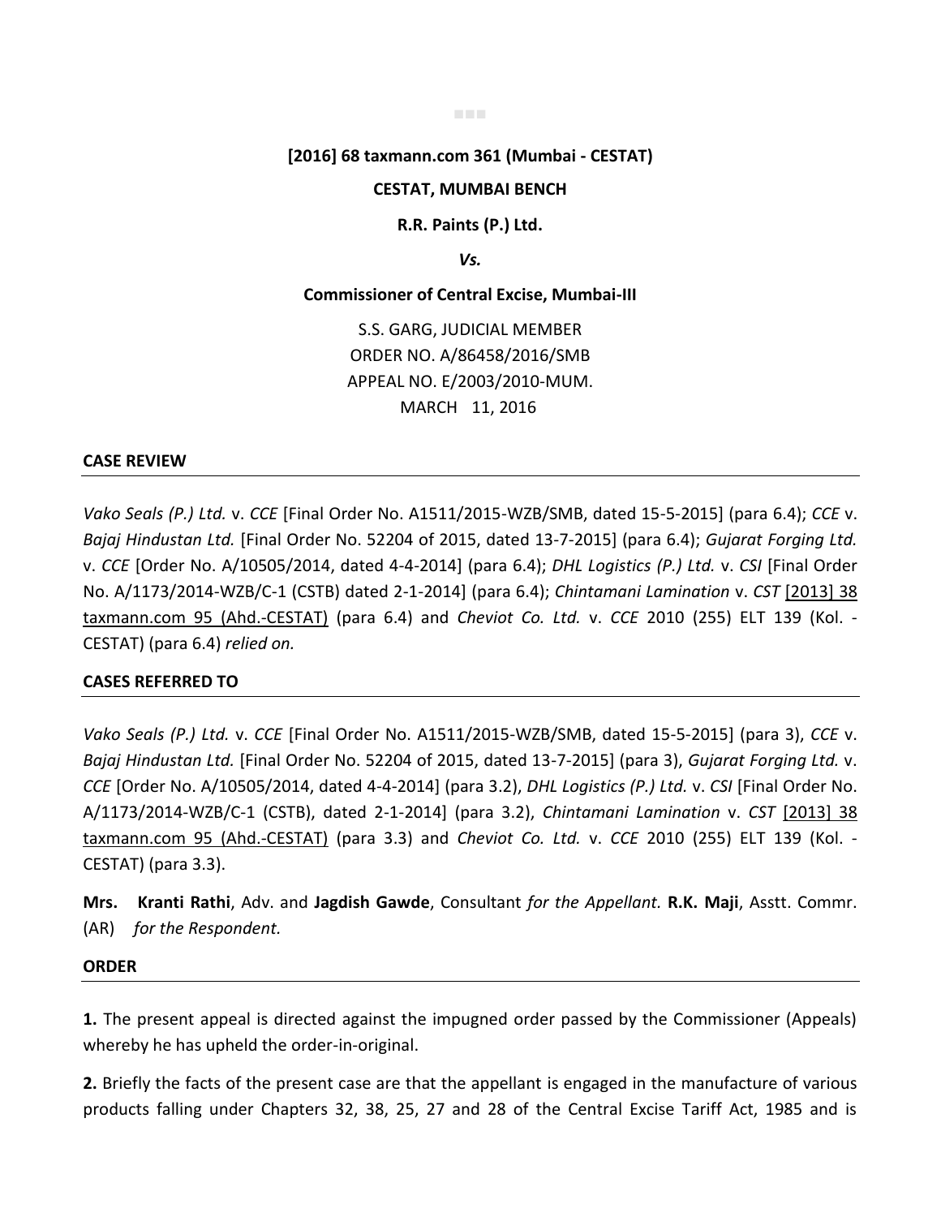**[2016] 68 taxmann.com 361 (Mumbai - CESTAT)**

**CESTAT, MUMBAI BENCH**

**R.R. Paints (P.) Ltd.**

***Vs.***

**Commissioner of Central Excise, Mumbai-III**

S.S. GARG, JUDICIAL MEMBER
ORDER NO. A/86458/2016/SMB
APPEAL NO. E/2003/2010-MUM.
MARCH 11, 2016

### CASE REVIEW

*Vako Seals (P.) Ltd.* v. *CCE* [Final Order No. A1511/2015-WZB/SMB, dated 15-5-2015] (para 6.4); *CCE* v. *Bajaj Hindusthan Ltd.* [Final Order No. 52204 of 2015, dated 13-7-2015] (para 6.4); *Gujarat Forging Ltd.* v. *CCE* [Order No. A/10505/2014, dated 4-4-2014] (para 6.4); *DHL Logistics (P.) Ltd.* v. *CSI* [Final Order No. A/1173/2014-WZB/C-1 (CSTB) dated 2-1-2014] (para 6.4); *Chintamani Lamination* v. *CST* [2013] 38 taxmann.com 95 (Ahd.-CESTAT) (para 6.4) and *Cheviot Co. Ltd.* v. *CCE* 2010 (255) ELT 139 (Kol. - CESTAT) (para 6.4) *relied on.*

### CASES REFERRED TO

*Vako Seals (P.) Ltd.* v. *CCE* [Final Order No. A1511/2015-WZB/SMB, dated 15-5-2015] (para 3), *CCE* v. *Bajaj Hindusthan Ltd.* [Final Order No. 52204 of 2015, dated 13-7-2015] (para 3), *Gujarat Forging Ltd.* v. *CCE* [Order No. A/10505/2014, dated 4-4-2014] (para 3.2), *DHL Logistics (P.) Ltd.* v. *CSI* [Final Order No. A/1173/2014-WZB/C-1 (CSTB), dated 2-1-2014] (para 3.2), *Chintamani Lamination* v. *CST* [2013] 38 taxmann.com 95 (Ahd.-CESTAT) (para 3.3) and *Cheviot Co. Ltd.* v. *CCE* 2010 (255) ELT 139 (Kol. - CESTAT) (para 3.3).

**Mrs. Kranti Rathi**, Adv. and **Jagdish Gawde**, Consultant *for the Appellant.* **R.K. Maji**, Asstt. Commr. (AR) *for the Respondent.*

### ORDER

**1.** The present appeal is directed against the impugned order passed by the Commissioner (Appeals) whereby he has upheld the order-in-original.

**2.** Briefly the facts of the present case are that the appellant is engaged in the manufacture of various products falling under Chapters 32, 38, 25, 27 and 28 of the Central Excise Tariff Act, 1985 and is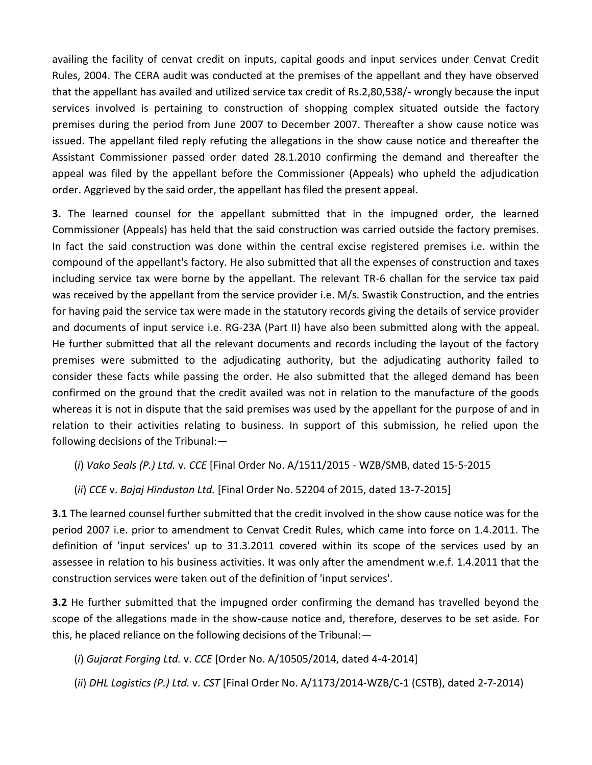availing the facility of cenvat credit on inputs, capital goods and input services under Cenvat Credit Rules, 2004. The CERA audit was conducted at the premises of the appellant and they have observed that the appellant has availed and utilized service tax credit of Rs.2,80,538/- wrongly because the input services involved is pertaining to construction of shopping complex situated outside the factory premises during the period from June 2007 to December 2007. Thereafter a show cause notice was issued. The appellant filed reply refuting the allegations in the show cause notice and thereafter the Assistant Commissioner passed order dated 28.1.2010 confirming the demand and thereafter the appeal was filed by the appellant before the Commissioner (Appeals) who upheld the adjudication order. Aggrieved by the said order, the appellant has filed the present appeal.

**3.** The learned counsel for the appellant submitted that in the impugned order, the learned Commissioner (Appeals) has held that the said construction was carried outside the factory premises. In fact the said construction was done within the central excise registered premises i.e. within the compound of the appellant's factory. He also submitted that all the expenses of construction and taxes including service tax were borne by the appellant. The relevant TR-6 challan for the service tax paid was received by the appellant from the service provider i.e. M/s. Swastik Construction, and the entries for having paid the service tax were made in the statutory records giving the details of service provider and documents of input service i.e. RG-23A (Part II) have also been submitted along with the appeal. He further submitted that all the relevant documents and records including the layout of the factory premises were submitted to the adjudicating authority, but the adjudicating authority failed to consider these facts while passing the order. He also submitted that the alleged demand has been confirmed on the ground that the credit availed was not in relation to the manufacture of the goods whereas it is not in dispute that the said premises was used by the appellant for the purpose of and in relation to their activities relating to business. In support of this submission, he relied upon the following decisions of the Tribunal:—

(*i*) *Vako Seals (P.) Ltd.* v. *CCE* [Final Order No. A/1511/2015 - WZB/SMB, dated 15-5-2015

(*ii*) *CCE* v. *Bajaj Hindustan Ltd.* [Final Order No. 52204 of 2015, dated 13-7-2015]

**3.1** The learned counsel further submitted that the credit involved in the show cause notice was for the period 2007 i.e. prior to amendment to Cenvat Credit Rules, which came into force on 1.4.2011. The definition of 'input services' up to 31.3.2011 covered within its scope of the services used by an assessee in relation to his business activities. It was only after the amendment w.e.f. 1.4.2011 that the construction services were taken out of the definition of 'input services'.

**3.2** He further submitted that the impugned order confirming the demand has travelled beyond the scope of the allegations made in the show-cause notice and, therefore, deserves to be set aside. For this, he placed reliance on the following decisions of the Tribunal:—

(*i*) *Gujarat Forging Ltd.* v. *CCE* [Order No. A/10505/2014, dated 4-4-2014]

(*ii*) *DHL Logistics (P.) Ltd.* v. *CST* [Final Order No. A/1173/2014-WZB/C-1 (CSTB), dated 2-7-2014)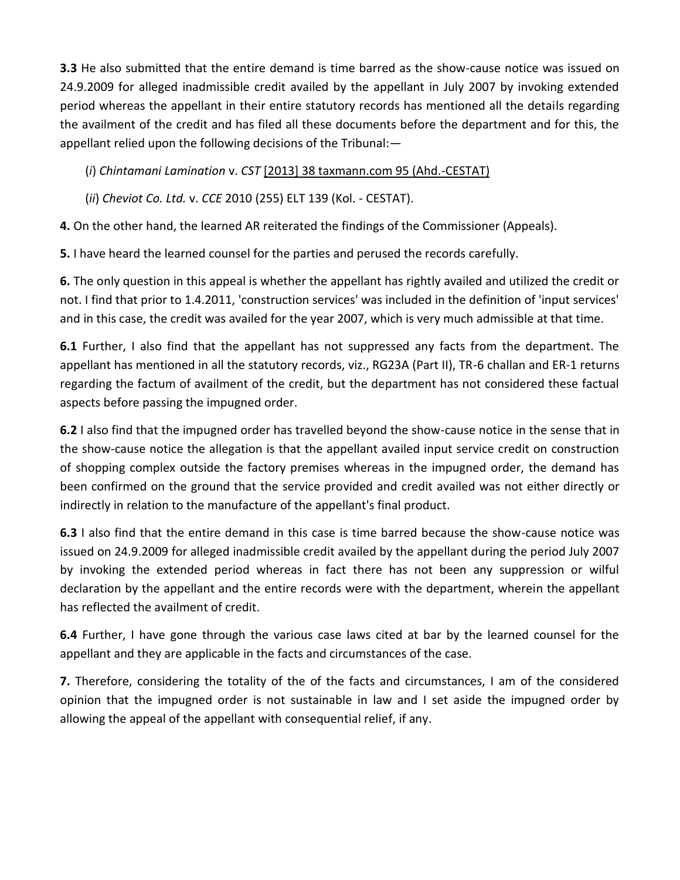**3.3** He also submitted that the entire demand is time barred as the show-cause notice was issued on 24.9.2009 for alleged inadmissible credit availed by the appellant in July 2007 by invoking extended period whereas the appellant in their entire statutory records has mentioned all the details regarding the availment of the credit and has filed all these documents before the department and for this, the appellant relied upon the following decisions of the Tribunal:—

(*i*) *Chintamani Lamination* v. *CST* [2013] 38 taxmann.com 95 (Ahd.-CESTAT)

(*ii*) *Cheviot Co. Ltd.* v. *CCE* 2010 (255) ELT 139 (Kol. - CESTAT).

**4.** On the other hand, the learned AR reiterated the findings of the Commissioner (Appeals).

**5.** I have heard the learned counsel for the parties and perused the records carefully.

**6.** The only question in this appeal is whether the appellant has rightly availed and utilized the credit or not. I find that prior to 1.4.2011, 'construction services' was included in the definition of 'input services' and in this case, the credit was availed for the year 2007, which is very much admissible at that time.

**6.1** Further, I also find that the appellant has not suppressed any facts from the department. The appellant has mentioned in all the statutory records, viz., RG23A (Part II), TR-6 challan and ER-1 returns regarding the factum of availment of the credit, but the department has not considered these factual aspects before passing the impugned order.

**6.2** I also find that the impugned order has travelled beyond the show-cause notice in the sense that in the show-cause notice the allegation is that the appellant availed input service credit on construction of shopping complex outside the factory premises whereas in the impugned order, the demand has been confirmed on the ground that the service provided and credit availed was not either directly or indirectly in relation to the manufacture of the appellant's final product.

**6.3** I also find that the entire demand in this case is time barred because the show-cause notice was issued on 24.9.2009 for alleged inadmissible credit availed by the appellant during the period July 2007 by invoking the extended period whereas in fact there has not been any suppression or wilful declaration by the appellant and the entire records were with the department, wherein the appellant has reflected the availment of credit.

**6.4** Further, I have gone through the various case laws cited at bar by the learned counsel for the appellant and they are applicable in the facts and circumstances of the case.

**7.** Therefore, considering the totality of the of the facts and circumstances, I am of the considered opinion that the impugned order is not sustainable in law and I set aside the impugned order by allowing the appeal of the appellant with consequential relief, if any.